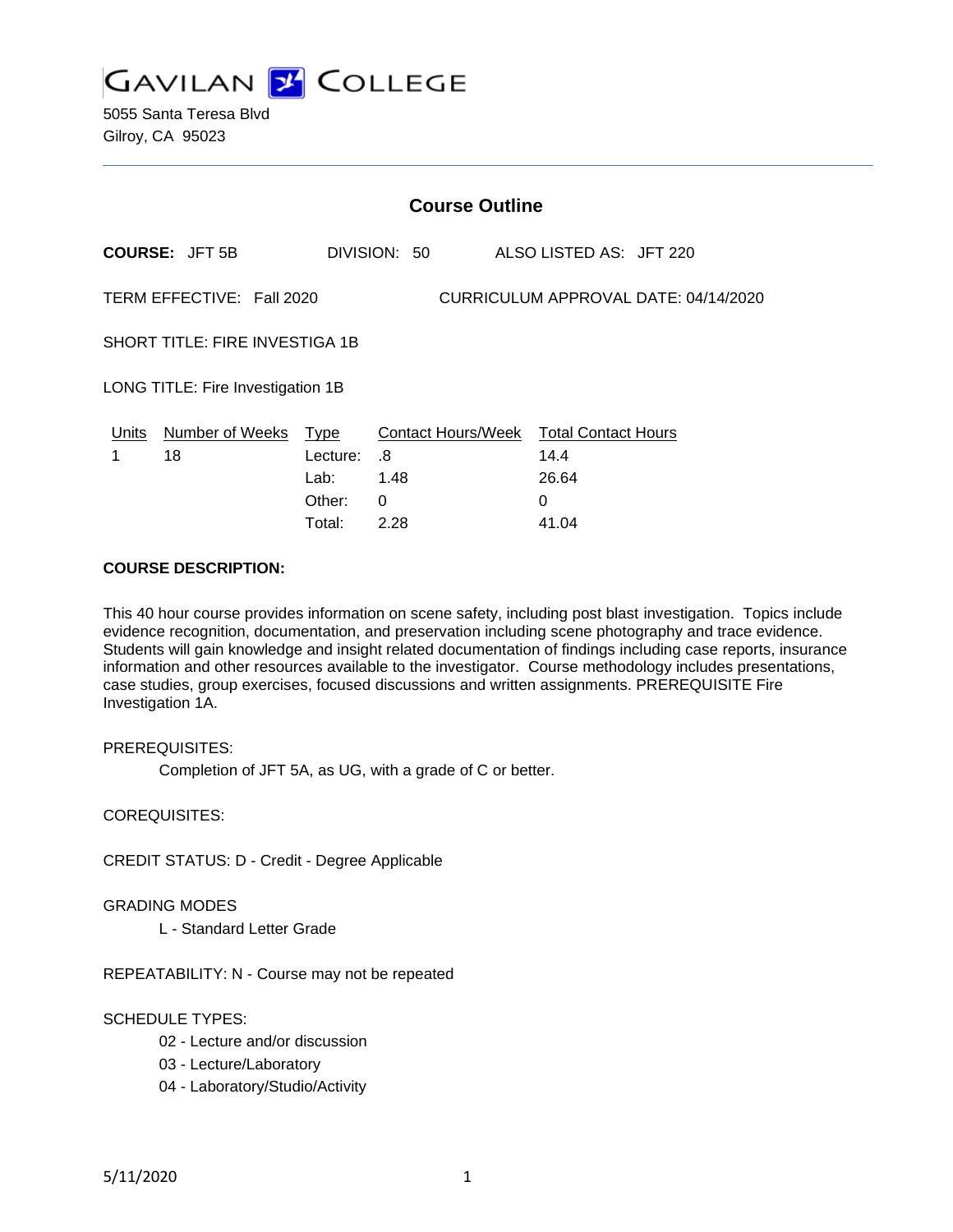# GAVILAN COLLEGE

5055 Santa Teresa Blvd
Gilroy, CA 95023

---

## Course Outline

**COURSE:** JFT 5B DIVISION: 50 ALSO LISTED AS: JFT 220

TERM EFFECTIVE: Fall 2020 CURRICULUM APPROVAL DATE: 04/14/2020

SHORT TITLE: FIRE INVESTIGA 1B

LONG TITLE: Fire Investigation 1B

| Units | Number of Weeks | Type | Contact Hours/Week | Total Contact Hours |
|---|---|---|---|---|
| 1 | 18 | Lecture: | .8 | 14.4 |
| | | Lab: | 1.48 | 26.64 |
| | | Other: | 0 | 0 |
| | | Total: | 2.28 | 41.04 |

**COURSE DESCRIPTION:**

This 40 hour course provides information on scene safety, including post blast investigation. Topics include evidence recognition, documentation, and preservation including scene photography and trace evidence. Students will gain knowledge and insight related documentation of findings including case reports, insurance information and other resources available to the investigator. Course methodology includes presentations, case studies, group exercises, focused discussions and written assignments. PREREQUISITE Fire Investigation 1A.

PREREQUISITES:

Completion of JFT 5A, as UG, with a grade of C or better.

COREQUISITES:

CREDIT STATUS: D - Credit - Degree Applicable

GRADING MODES

L - Standard Letter Grade

REPEATABILITY: N - Course may not be repeated

SCHEDULE TYPES:

02 - Lecture and/or discussion
03 - Lecture/Laboratory
04 - Laboratory/Studio/Activity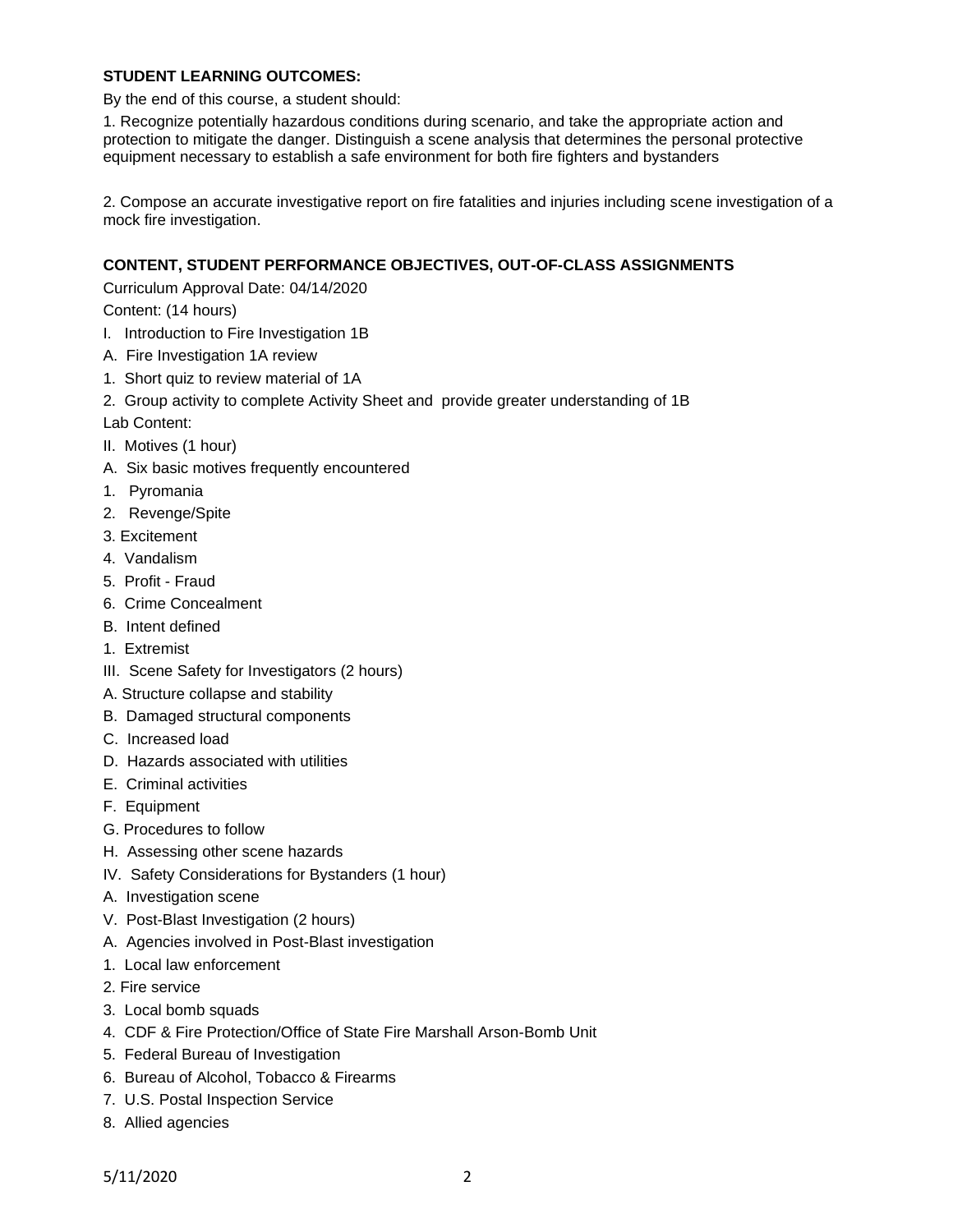**STUDENT LEARNING OUTCOMES:**

By the end of this course, a student should:

1. Recognize potentially hazardous conditions during scenario, and take the appropriate action and protection to mitigate the danger. Distinguish a scene analysis that determines the personal protective equipment necessary to establish a safe environment for both fire fighters and bystanders

2. Compose an accurate investigative report on fire fatalities and injuries including scene investigation of a mock fire investigation.

**CONTENT, STUDENT PERFORMANCE OBJECTIVES, OUT-OF-CLASS ASSIGNMENTS**

Curriculum Approval Date: 04/14/2020

Content: (14 hours)

I. Introduction to Fire Investigation 1B

A. Fire Investigation 1A review

1. Short quiz to review material of 1A

2. Group activity to complete Activity Sheet and provide greater understanding of 1B

Lab Content:

II. Motives (1 hour)

A. Six basic motives frequently encountered

1. Pyromania

2. Revenge/Spite

3. Excitement

4. Vandalism

5. Profit - Fraud

6. Crime Concealment

B. Intent defined

1. Extremist

III. Scene Safety for Investigators (2 hours)

A. Structure collapse and stability

B. Damaged structural components

C. Increased load

D. Hazards associated with utilities

E. Criminal activities

F. Equipment

G. Procedures to follow

H. Assessing other scene hazards

IV. Safety Considerations for Bystanders (1 hour)

A. Investigation scene

V. Post-Blast Investigation (2 hours)

A. Agencies involved in Post-Blast investigation

1. Local law enforcement

2. Fire service

3. Local bomb squads

4. CDF & Fire Protection/Office of State Fire Marshall Arson-Bomb Unit

5. Federal Bureau of Investigation

6. Bureau of Alcohol, Tobacco & Firearms

7. U.S. Postal Inspection Service

8. Allied agencies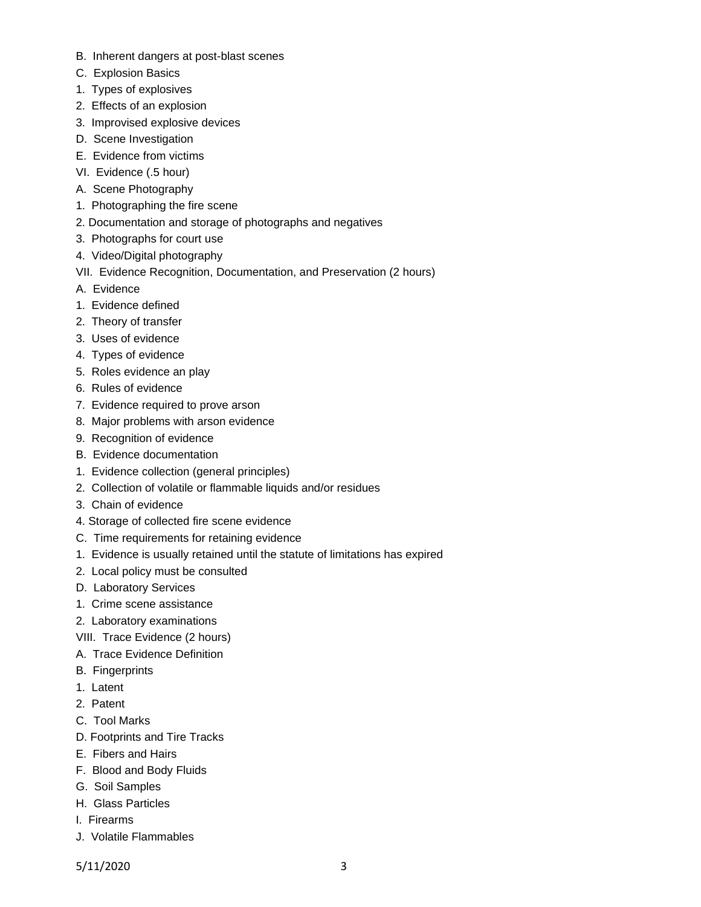B. Inherent dangers at post-blast scenes

C. Explosion Basics

1. Types of explosives

2. Effects of an explosion

3. Improvised explosive devices

D. Scene Investigation

E. Evidence from victims

VI. Evidence (.5 hour)

A. Scene Photography

1. Photographing the fire scene

2. Documentation and storage of photographs and negatives

3. Photographs for court use

4. Video/Digital photography

VII. Evidence Recognition, Documentation, and Preservation (2 hours)

A. Evidence

1. Evidence defined

2. Theory of transfer

3. Uses of evidence

4. Types of evidence

5. Roles evidence an play

6. Rules of evidence

7. Evidence required to prove arson

8. Major problems with arson evidence

9. Recognition of evidence

B. Evidence documentation

1. Evidence collection (general principles)

2. Collection of volatile or flammable liquids and/or residues

3. Chain of evidence

4. Storage of collected fire scene evidence

C. Time requirements for retaining evidence

1. Evidence is usually retained until the statute of limitations has expired

2. Local policy must be consulted

D. Laboratory Services

1. Crime scene assistance

2. Laboratory examinations

VIII. Trace Evidence (2 hours)

A. Trace Evidence Definition

B. Fingerprints

1. Latent

2. Patent

C. Tool Marks

D. Footprints and Tire Tracks

E. Fibers and Hairs

F. Blood and Body Fluids

G. Soil Samples

H. Glass Particles

I. Firearms

J. Volatile Flammables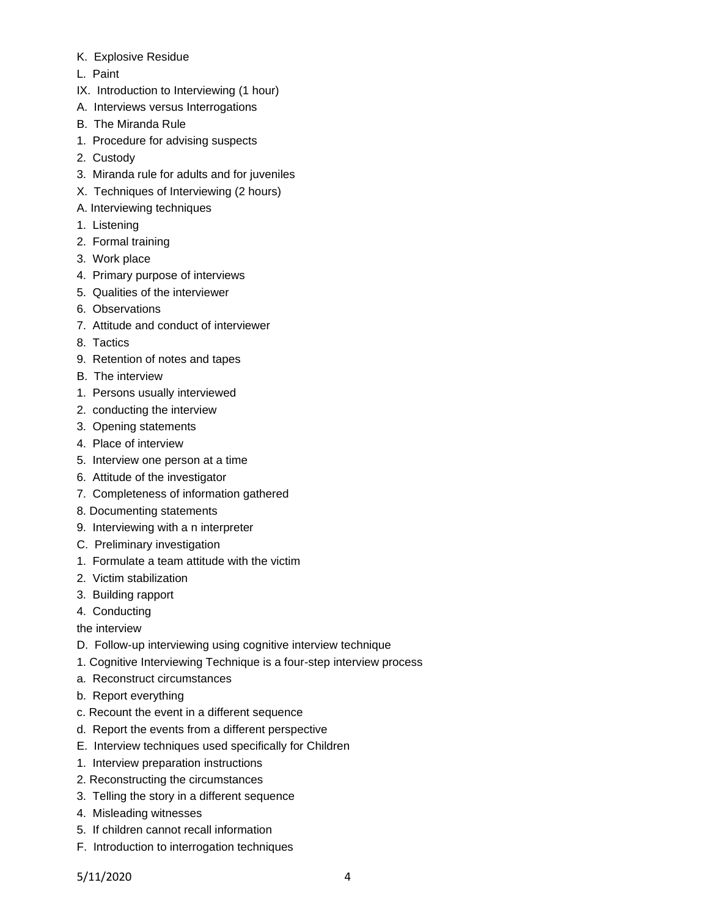K. Explosive Residue

L. Paint

IX. Introduction to Interviewing (1 hour)

A. Interviews versus Interrogations

B. The Miranda Rule

1. Procedure for advising suspects
2. Custody
3. Miranda rule for adults and for juveniles

X. Techniques of Interviewing (2 hours)

A. Interviewing techniques

1. Listening
2. Formal training
3. Work place
4. Primary purpose of interviews
5. Qualities of the interviewer
6. Observations
7. Attitude and conduct of interviewer
8. Tactics
9. Retention of notes and tapes

B. The interview

1. Persons usually interviewed
2. conducting the interview
3. Opening statements
4. Place of interview
5. Interview one person at a time
6. Attitude of the investigator
7. Completeness of information gathered
8. Documenting statements
9. Interviewing with a n interpreter

C. Preliminary investigation

1. Formulate a team attitude with the victim
2. Victim stabilization
3. Building rapport
4. Conducting the interview

D. Follow-up interviewing using cognitive interview technique

1. Cognitive Interviewing Technique is a four-step interview process
   a. Reconstruct circumstances
   b. Report everything
   c. Recount the event in a different sequence
   d. Report the events from a different perspective

E. Interview techniques used specifically for Children

1. Interview preparation instructions
2. Reconstructing the circumstances
3. Telling the story in a different sequence
4. Misleading witnesses
5. If children cannot recall information

F. Introduction to interrogation techniques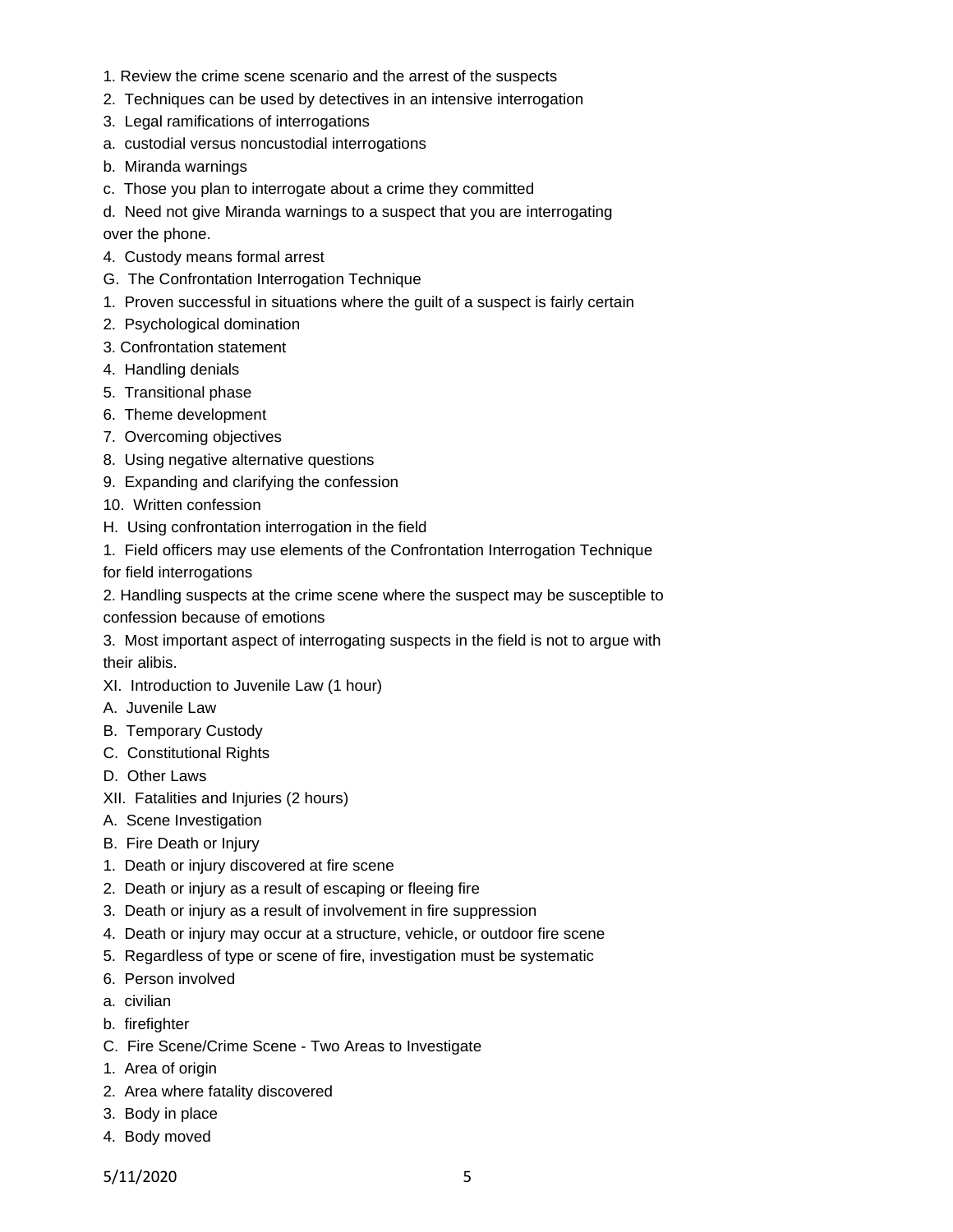1. Review the crime scene scenario and the arrest of the suspects
2. Techniques can be used by detectives in an intensive interrogation
3. Legal ramifications of interrogations
a. custodial versus noncustodial interrogations
b. Miranda warnings
c. Those you plan to interrogate about a crime they committed
d. Need not give Miranda warnings to a suspect that you are interrogating over the phone.
4. Custody means formal arrest

G. The Confrontation Interrogation Technique
1. Proven successful in situations where the guilt of a suspect is fairly certain
2. Psychological domination
3. Confrontation statement
4. Handling denials
5. Transitional phase
6. Theme development
7. Overcoming objectives
8. Using negative alternative questions
9. Expanding and clarifying the confession
10. Written confession

H. Using confrontation interrogation in the field
1. Field officers may use elements of the Confrontation Interrogation Technique for field interrogations
2. Handling suspects at the crime scene where the suspect may be susceptible to confession because of emotions
3. Most important aspect of interrogating suspects in the field is not to argue with their alibis.

XI. Introduction to Juvenile Law (1 hour)
A. Juvenile Law
B. Temporary Custody
C. Constitutional Rights
D. Other Laws

XII. Fatalities and Injuries (2 hours)
A. Scene Investigation
B. Fire Death or Injury
1. Death or injury discovered at fire scene
2. Death or injury as a result of escaping or fleeing fire
3. Death or injury as a result of involvement in fire suppression
4. Death or injury may occur at a structure, vehicle, or outdoor fire scene
5. Regardless of type or scene of fire, investigation must be systematic
6. Person involved
a. civilian
b. firefighter

C. Fire Scene/Crime Scene - Two Areas to Investigate
1. Area of origin
2. Area where fatality discovered
3. Body in place
4. Body moved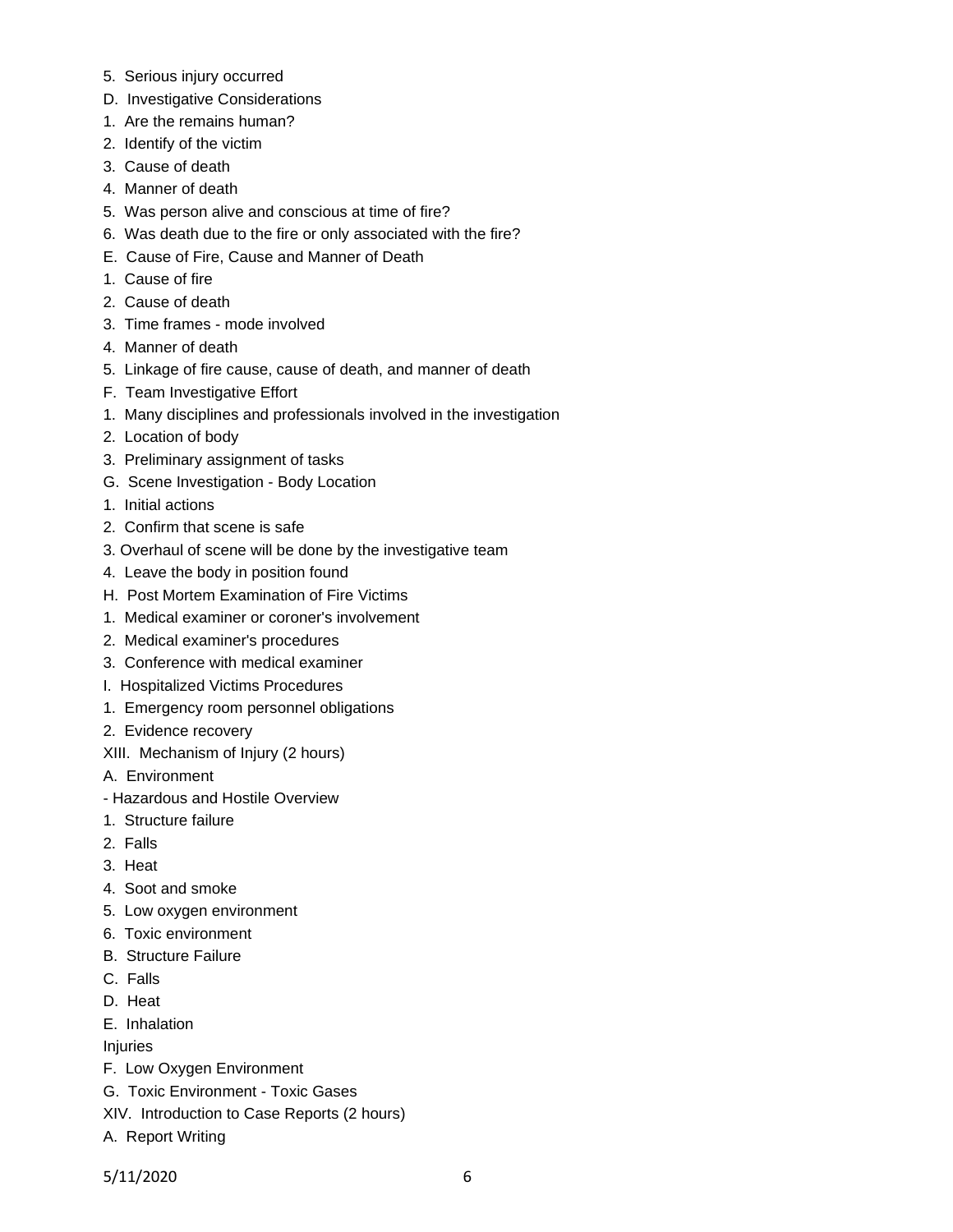5. Serious injury occurred

D. Investigative Considerations

1. Are the remains human?
2. Identify of the victim
3. Cause of death
4. Manner of death
5. Was person alive and conscious at time of fire?
6. Was death due to the fire or only associated with the fire?

E. Cause of Fire, Cause and Manner of Death

1. Cause of fire
2. Cause of death
3. Time frames - mode involved
4. Manner of death
5. Linkage of fire cause, cause of death, and manner of death

F. Team Investigative Effort

1. Many disciplines and professionals involved in the investigation
2. Location of body
3. Preliminary assignment of tasks

G. Scene Investigation - Body Location

1. Initial actions
2. Confirm that scene is safe
3. Overhaul of scene will be done by the investigative team
4. Leave the body in position found

H. Post Mortem Examination of Fire Victims

1. Medical examiner or coroner's involvement
2. Medical examiner's procedures
3. Conference with medical examiner

I. Hospitalized Victims Procedures

1. Emergency room personnel obligations
2. Evidence recovery

XIII. Mechanism of Injury (2 hours)

A. Environment

- Hazardous and Hostile Overview

1. Structure failure
2. Falls
3. Heat
4. Soot and smoke
5. Low oxygen environment
6. Toxic environment

B. Structure Failure

C. Falls

D. Heat

E. Inhalation

Injuries

F. Low Oxygen Environment

G. Toxic Environment - Toxic Gases

XIV. Introduction to Case Reports (2 hours)

A. Report Writing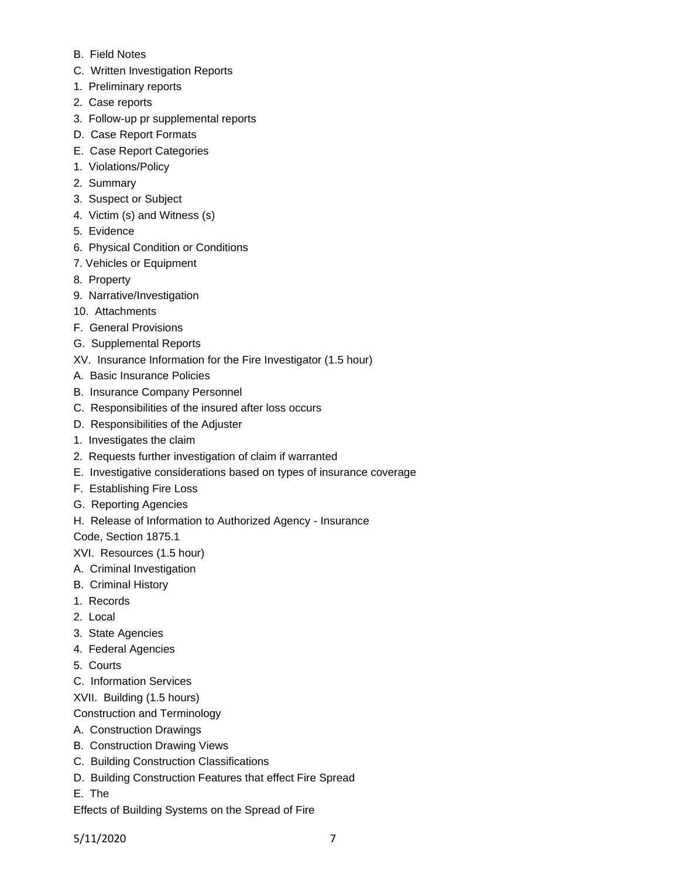B. Field Notes

C. Written Investigation Reports

1. Preliminary reports

2. Case reports

3. Follow-up pr supplemental reports

D. Case Report Formats

E. Case Report Categories

1. Violations/Policy

2. Summary

3. Suspect or Subject

4. Victim (s) and Witness (s)

5. Evidence

6. Physical Condition or Conditions

7. Vehicles or Equipment

8. Property

9. Narrative/Investigation

10. Attachments

F. General Provisions

G. Supplemental Reports

XV. Insurance Information for the Fire Investigator (1.5 hour)

A. Basic Insurance Policies

B. Insurance Company Personnel

C. Responsibilities of the insured after loss occurs

D. Responsibilities of the Adjuster

1. Investigates the claim

2. Requests further investigation of claim if warranted

E. Investigative considerations based on types of insurance coverage

F. Establishing Fire Loss

G. Reporting Agencies

H. Release of Information to Authorized Agency - Insurance Code, Section 1875.1

XVI. Resources (1.5 hour)

A. Criminal Investigation

B. Criminal History

1. Records

2. Local

3. State Agencies

4. Federal Agencies

5. Courts

C. Information Services

XVII. Building (1.5 hours)

Construction and Terminology

A. Construction Drawings

B. Construction Drawing Views

C. Building Construction Classifications

D. Building Construction Features that effect Fire Spread

E. The

Effects of Building Systems on the Spread of Fire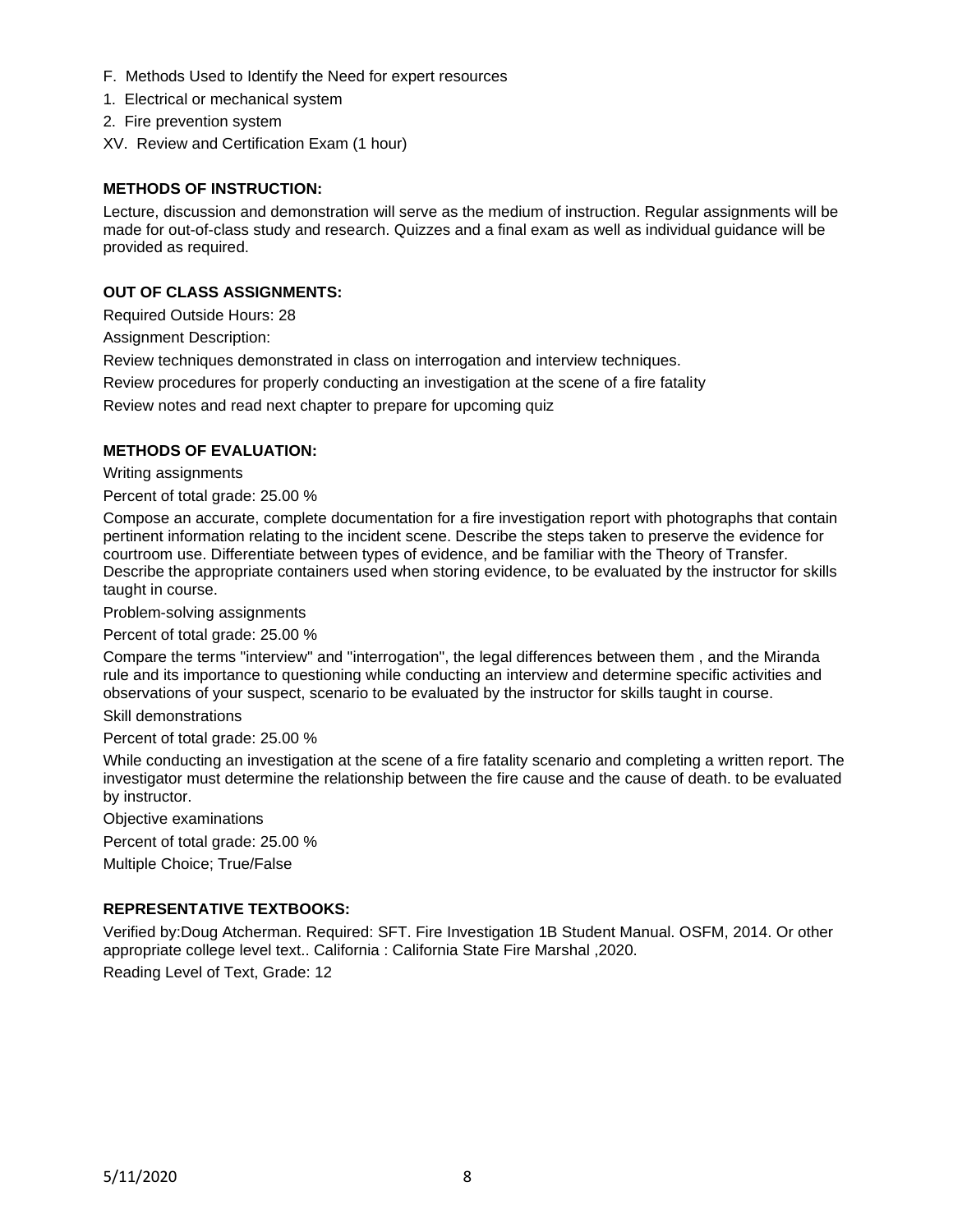F. Methods Used to Identify the Need for expert resources

1. Electrical or mechanical system
2. Fire prevention system

XV. Review and Certification Exam (1 hour)

**METHODS OF INSTRUCTION:**

Lecture, discussion and demonstration will serve as the medium of instruction. Regular assignments will be made for out-of-class study and research. Quizzes and a final exam as well as individual guidance will be provided as required.

**OUT OF CLASS ASSIGNMENTS:**

Required Outside Hours: 28

Assignment Description:

Review techniques demonstrated in class on interrogation and interview techniques.

Review procedures for properly conducting an investigation at the scene of a fire fatality

Review notes and read next chapter to prepare for upcoming quiz

**METHODS OF EVALUATION:**

Writing assignments

Percent of total grade: 25.00 %

Compose an accurate, complete documentation for a fire investigation report with photographs that contain pertinent information relating to the incident scene. Describe the steps taken to preserve the evidence for courtroom use. Differentiate between types of evidence, and be familiar with the Theory of Transfer. Describe the appropriate containers used when storing evidence, to be evaluated by the instructor for skills taught in course.

Problem-solving assignments

Percent of total grade: 25.00 %

Compare the terms "interview" and "interrogation", the legal differences between them , and the Miranda rule and its importance to questioning while conducting an interview and determine specific activities and observations of your suspect, scenario to be evaluated by the instructor for skills taught in course.

Skill demonstrations

Percent of total grade: 25.00 %

While conducting an investigation at the scene of a fire fatality scenario and completing a written report. The investigator must determine the relationship between the fire cause and the cause of death. to be evaluated by instructor.

Objective examinations

Percent of total grade: 25.00 %

Multiple Choice; True/False

**REPRESENTATIVE TEXTBOOKS:**

Verified by:Doug Atcherman. Required: SFT. Fire Investigation 1B Student Manual. OSFM, 2014. Or other appropriate college level text.. California : California State Fire Marshal ,2020.

Reading Level of Text, Grade: 12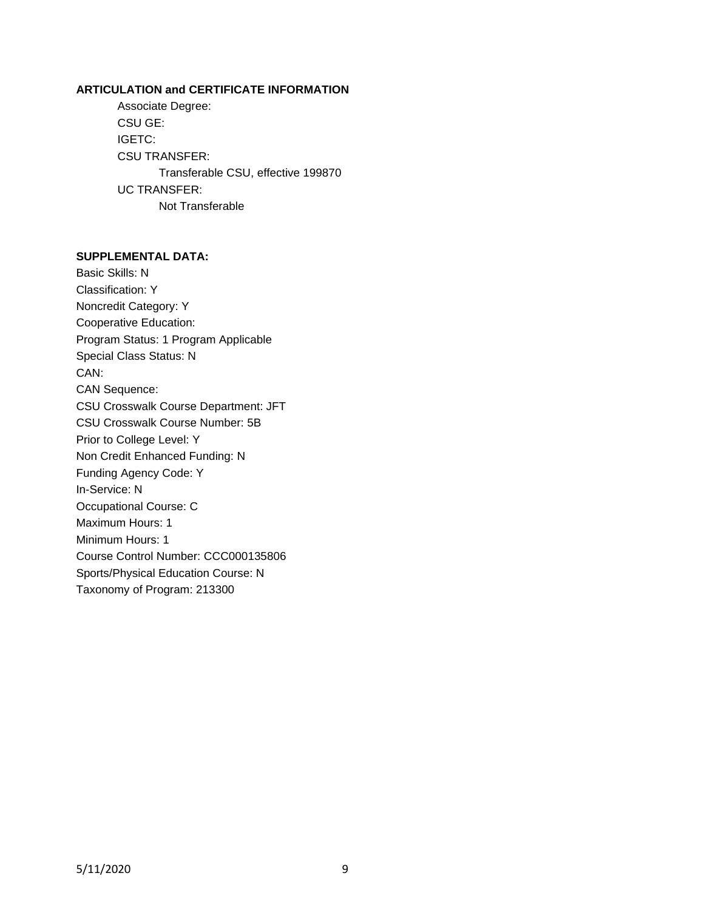**ARTICULATION and CERTIFICATE INFORMATION**

Associate Degree:

CSU GE:

IGETC:

CSU TRANSFER:

Transferable CSU, effective 199870

UC TRANSFER:

Not Transferable

**SUPPLEMENTAL DATA:**

Basic Skills: N

Classification: Y

Noncredit Category: Y

Cooperative Education:

Program Status: 1 Program Applicable

Special Class Status: N

CAN:

CAN Sequence:

CSU Crosswalk Course Department: JFT

CSU Crosswalk Course Number: 5B

Prior to College Level: Y

Non Credit Enhanced Funding: N

Funding Agency Code: Y

In-Service: N

Occupational Course: C

Maximum Hours: 1

Minimum Hours: 1

Course Control Number: CCC000135806

Sports/Physical Education Course: N

Taxonomy of Program: 213300